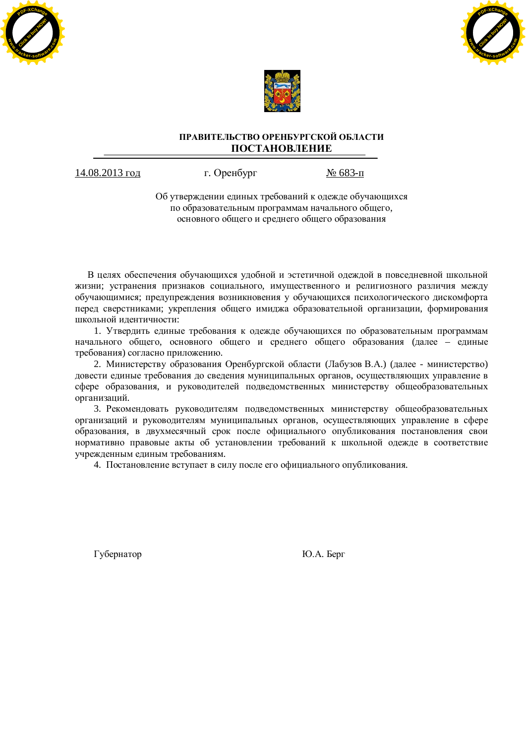**ПРАВИТЕЛЬСТВО ОРЕНБУРГСКОЙ ОБЛАСТИ**

# ПОСТАНОВЛЕНИЕ

14.08.2013 год г. Оренбург № 683-п

Об утверждении единых требований к одежде обучающихся
по образовательным программам начального общего,
основного общего и среднего общего образования

В целях обеспечения обучающихся удобной и эстетичной одеждой в повседневной школьной жизни; устранения признаков социального, имущественного и религиозного различия между обучающимися; предупреждения возникновения у обучающихся психологического дискомфорта перед сверстниками; укрепления общего имиджа образовательной организации, формирования школьной идентичности:

1. Утвердить единые требования к одежде обучающихся по образовательным программам начального общего, основного общего и среднего общего образования (далее – единые требования) согласно приложению.
2. Министерству образования Оренбургской области (Лабузов В.А.) (далее - министерство) довести единые требования до сведения муниципальных органов, осуществляющих управление в сфере образования, и руководителей подведомственных министерству общеобразовательных организаций.
3. Рекомендовать руководителям подведомственных министерству общеобразовательных организаций и руководителям муниципальных органов, осуществляющих управление в сфере образования, в двухмесячный срок после официального опубликования постановления свои нормативно правовые акты об установлении требований к школьной одежде в соответствие учрежденным единым требованиям.
4. Постановление вступает в силу после его официального опубликования.

Губернатор Ю.А. Берг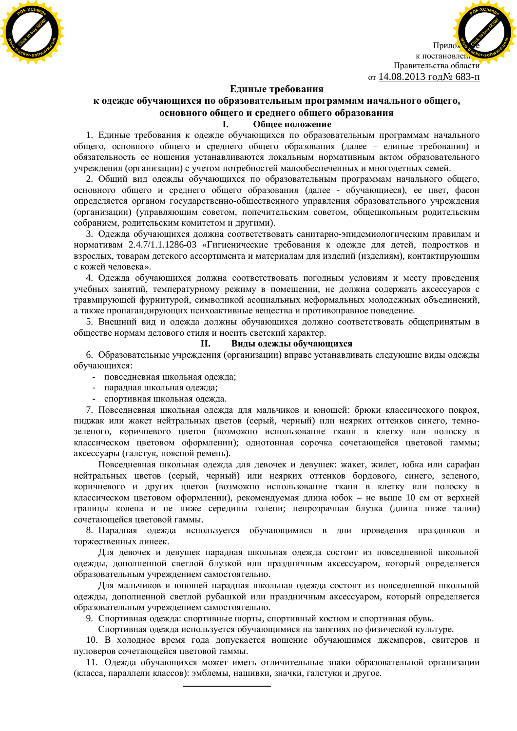Приложение
к постановлению
Правительства области
от 14.08.2013 год№ 683-п

## Единые требования
## к одежде обучающихся по образовательным программам начального общего, основного общего и среднего общего образования

### I. Общее положение

1. Единые требования к одежде обучающихся по образовательным программам начального общего, основного общего и среднего общего образования (далее – единые требования) и обязательность ее ношения устанавливаются локальным нормативным актом образовательного учреждения (организации) с учетом потребностей малообеспеченных и многодетных семей.

2. Общий вид одежды обучающихся по образовательным программам начального общего, основного общего и среднего общего образования (далее - обучающиеся), ее цвет, фасон определяется органом государственно-общественного управления образовательного учреждения (организации) (управляющим советом, попечительским советом, общешкольным родительским собранием, родительским комитетом и другими).

3. Одежда обучающихся должна соответствовать санитарно-эпидемиологическим правилам и нормативам 2.4.7/1.1.1286-03 «Гигиенические требования к одежде для детей, подростков и взрослых, товарам детского ассортимента и материалам для изделий (изделиям), контактирующим с кожей человека».

4. Одежда обучающихся должна соответствовать погодным условиям и месту проведения учебных занятий, температурному режиму в помещении, не должна содержать аксессуаров с травмирующей фурнитурой, символикой асоциальных неформальных молодежных объединений, а также пропагандирующих психоактивные вещества и противоправное поведение.

5. Внешний вид и одежда должны обучающихся должно соответствовать общепринятым в обществе нормам делового стиля и носить светский характер.

### II. Виды одежды обучающихся

6. Образовательные учреждения (организации) вправе устанавливать следующие виды одежды обучающихся:

- повседневная школьная одежда;
- парадная школьная одежда;
- спортивная школьная одежда.

7. Повседневная школьная одежда для мальчиков и юношей: брюки классического покроя, пиджак или жакет нейтральных цветов (серый, черный) или неярких оттенков синего, темно-зеленого, коричневого цветов (возможно использование ткани в клетку или полоску в классическом цветовом оформлении); однотонная сорочка сочетающейся цветовой гаммы; аксессуары (галстук, поясной ремень).

Повседневная школьная одежда для девочек и девушек: жакет, жилет, юбка или сарафан нейтральных цветов (серый, черный) или неярких оттенков бордового, синего, зеленого, коричневого и других цветов (возможно использование ткани в клетку или полоску в классическом цветовом оформлении), рекомендуемая длина юбок – не выше 10 см от верхней границы колена и не ниже середины голени; непрозрачная блузка (длина ниже талии) сочетающейся цветовой гаммы.

8. Парадная одежда используется обучающимися в дни проведения праздников и торжественных линеек.

Для девочек и девушек парадная школьная одежда состоит из повседневной школьной одежды, дополненной светлой блузкой или праздничным аксессуаром, который определяется образовательным учреждением самостоятельно.

Для мальчиков и юношей парадная школьная одежда состоит из повседневной школьной одежды, дополненной светлой рубашкой или праздничным аксессуаром, который определяется образовательным учреждением самостоятельно.

9. Спортивная одежда: спортивные шорты, спортивный костюм и спортивная обувь.

Спортивная одежда используется обучающимися на занятиях по физической культуре.

10. В холодное время года допускается ношение обучающимся джемперов, свитеров и пуловеров сочетающейся цветовой гаммы.

11. Одежда обучающихся может иметь отличительные знаки образовательной организации (класса, параллели классов): эмблемы, нашивки, значки, галстуки и другое.

---